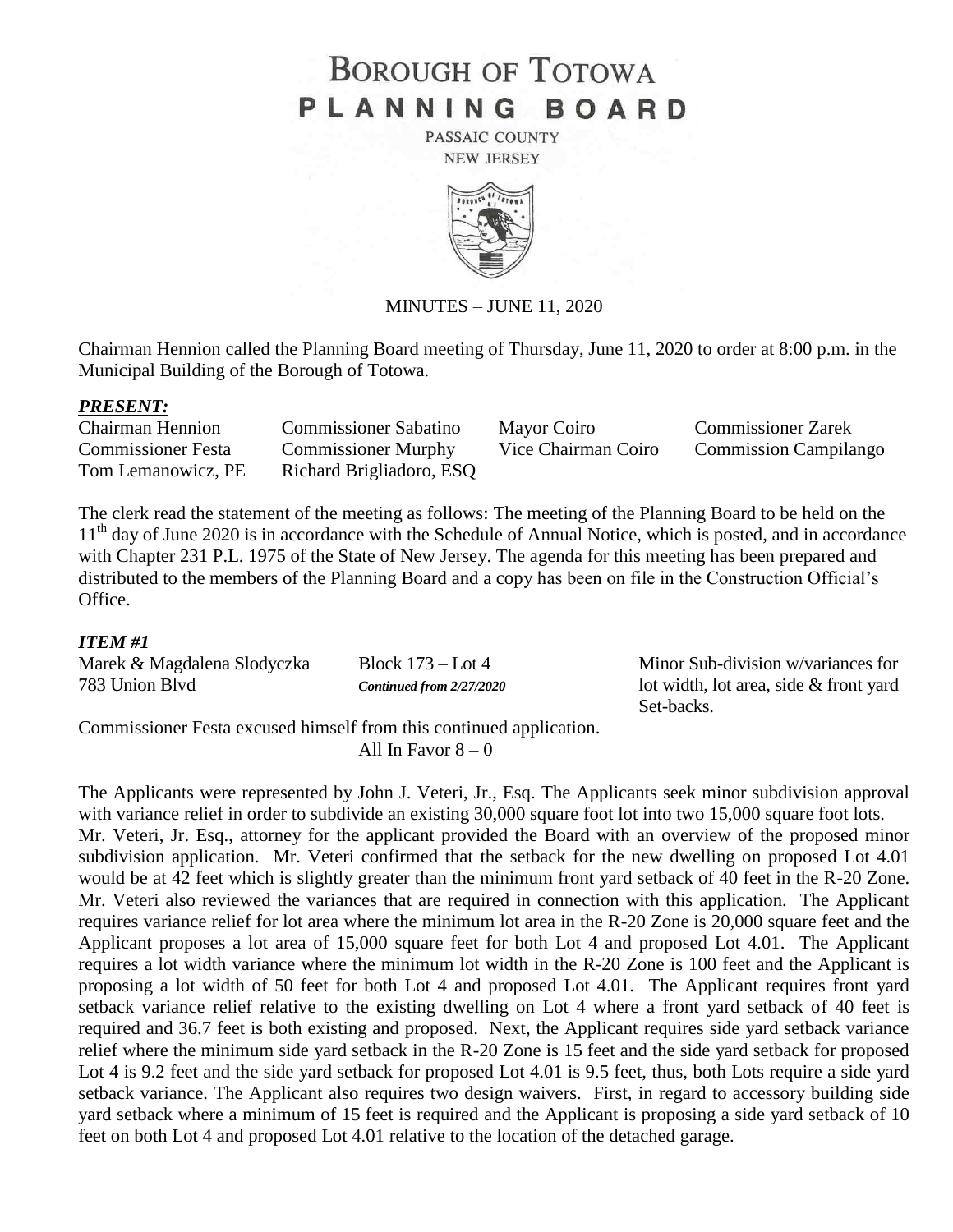# BOROUGH OF TOTOWA PLANNING BOARD

PASSAIC COUNTY
NEW JERSEY

MINUTES – JUNE 11, 2020

Chairman Hennion called the Planning Board meeting of Thursday, June 11, 2020 to order at 8:00 p.m. in the Municipal Building of the Borough of Totowa.

### *PRESENT:*

| | | | |
|---|---|---|---|
| Chairman Hennion | Commissioner Sabatino | Mayor Coiro | Commissioner Zarek |
| Commissioner Festa | Commissioner Murphy | Vice Chairman Coiro | Commission Campilango |
| Tom Lemanowicz, PE | Richard Brigliadoro, ESQ | | |

The clerk read the statement of the meeting as follows: The meeting of the Planning Board to be held on the 11th day of June 2020 is in accordance with the Schedule of Annual Notice, which is posted, and in accordance with Chapter 231 P.L. 1975 of the State of New Jersey. The agenda for this meeting has been prepared and distributed to the members of the Planning Board and a copy has been on file in the Construction Official's Office.

### *ITEM #1*

| | | |
|---|---|---|
| Marek & Magdalena Slodyczka | Block 173 – Lot 4 | Minor Sub-division w/variances for |
| 783 Union Blvd | *Continued from 2/27/2020* | lot width, lot area, side & front yard Set-backs. |

Commissioner Festa excused himself from this continued application.
All In Favor 8 – 0

The Applicants were represented by John J. Veteri, Jr., Esq. The Applicants seek minor subdivision approval with variance relief in order to subdivide an existing 30,000 square foot lot into two 15,000 square foot lots. Mr. Veteri, Jr. Esq., attorney for the applicant provided the Board with an overview of the proposed minor subdivision application. Mr. Veteri confirmed that the setback for the new dwelling on proposed Lot 4.01 would be at 42 feet which is slightly greater than the minimum front yard setback of 40 feet in the R-20 Zone. Mr. Veteri also reviewed the variances that are required in connection with this application. The Applicant requires variance relief for lot area where the minimum lot area in the R-20 Zone is 20,000 square feet and the Applicant proposes a lot area of 15,000 square feet for both Lot 4 and proposed Lot 4.01. The Applicant requires a lot width variance where the minimum lot width in the R-20 Zone is 100 feet and the Applicant is proposing a lot width of 50 feet for both Lot 4 and proposed Lot 4.01. The Applicant requires front yard setback variance relief relative to the existing dwelling on Lot 4 where a front yard setback of 40 feet is required and 36.7 feet is both existing and proposed. Next, the Applicant requires side yard setback variance relief where the minimum side yard setback in the R-20 Zone is 15 feet and the side yard setback for proposed Lot 4 is 9.2 feet and the side yard setback for proposed Lot 4.01 is 9.5 feet, thus, both Lots require a side yard setback variance. The Applicant also requires two design waivers. First, in regard to accessory building side yard setback where a minimum of 15 feet is required and the Applicant is proposing a side yard setback of 10 feet on both Lot 4 and proposed Lot 4.01 relative to the location of the detached garage.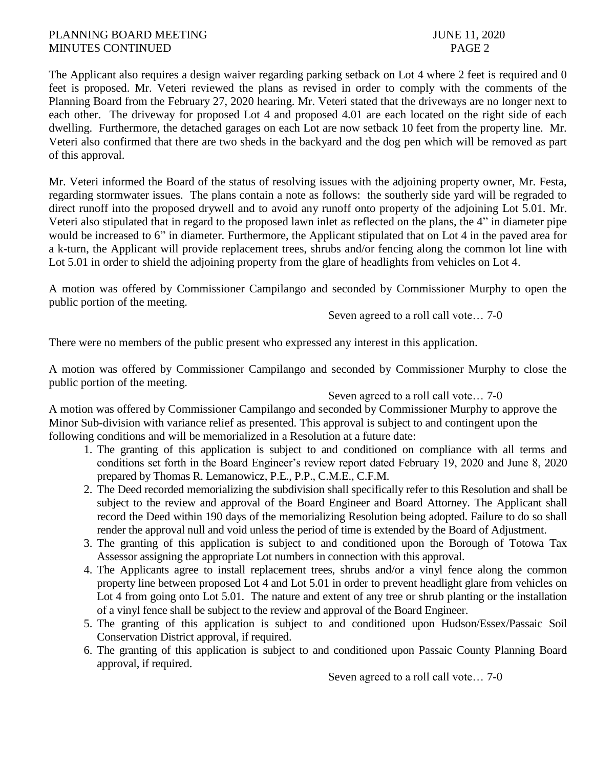The Applicant also requires a design waiver regarding parking setback on Lot 4 where 2 feet is required and 0 feet is proposed. Mr. Veteri reviewed the plans as revised in order to comply with the comments of the Planning Board from the February 27, 2020 hearing. Mr. Veteri stated that the driveways are no longer next to each other. The driveway for proposed Lot 4 and proposed 4.01 are each located on the right side of each dwelling. Furthermore, the detached garages on each Lot are now setback 10 feet from the property line. Mr. Veteri also confirmed that there are two sheds in the backyard and the dog pen which will be removed as part of this approval.

Mr. Veteri informed the Board of the status of resolving issues with the adjoining property owner, Mr. Festa, regarding stormwater issues. The plans contain a note as follows: the southerly side yard will be regraded to direct runoff into the proposed drywell and to avoid any runoff onto property of the adjoining Lot 5.01. Mr. Veteri also stipulated that in regard to the proposed lawn inlet as reflected on the plans, the 4" in diameter pipe would be increased to 6" in diameter. Furthermore, the Applicant stipulated that on Lot 4 in the paved area for a k-turn, the Applicant will provide replacement trees, shrubs and/or fencing along the common lot line with Lot 5.01 in order to shield the adjoining property from the glare of headlights from vehicles on Lot 4.

A motion was offered by Commissioner Campilango and seconded by Commissioner Murphy to open the public portion of the meeting.

Seven agreed to a roll call vote… 7-0

There were no members of the public present who expressed any interest in this application.

A motion was offered by Commissioner Campilango and seconded by Commissioner Murphy to close the public portion of the meeting.

Seven agreed to a roll call vote… 7-0

A motion was offered by Commissioner Campilango and seconded by Commissioner Murphy to approve the Minor Sub-division with variance relief as presented. This approval is subject to and contingent upon the following conditions and will be memorialized in a Resolution at a future date:

1. The granting of this application is subject to and conditioned on compliance with all terms and conditions set forth in the Board Engineer's review report dated February 19, 2020 and June 8, 2020 prepared by Thomas R. Lemanowicz, P.E., P.P., C.M.E., C.F.M.
2. The Deed recorded memorializing the subdivision shall specifically refer to this Resolution and shall be subject to the review and approval of the Board Engineer and Board Attorney. The Applicant shall record the Deed within 190 days of the memorializing Resolution being adopted. Failure to do so shall render the approval null and void unless the period of time is extended by the Board of Adjustment.
3. The granting of this application is subject to and conditioned upon the Borough of Totowa Tax Assessor assigning the appropriate Lot numbers in connection with this approval.
4. The Applicants agree to install replacement trees, shrubs and/or a vinyl fence along the common property line between proposed Lot 4 and Lot 5.01 in order to prevent headlight glare from vehicles on Lot 4 from going onto Lot 5.01. The nature and extent of any tree or shrub planting or the installation of a vinyl fence shall be subject to the review and approval of the Board Engineer.
5. The granting of this application is subject to and conditioned upon Hudson/Essex/Passaic Soil Conservation District approval, if required.
6. The granting of this application is subject to and conditioned upon Passaic County Planning Board approval, if required.

Seven agreed to a roll call vote… 7-0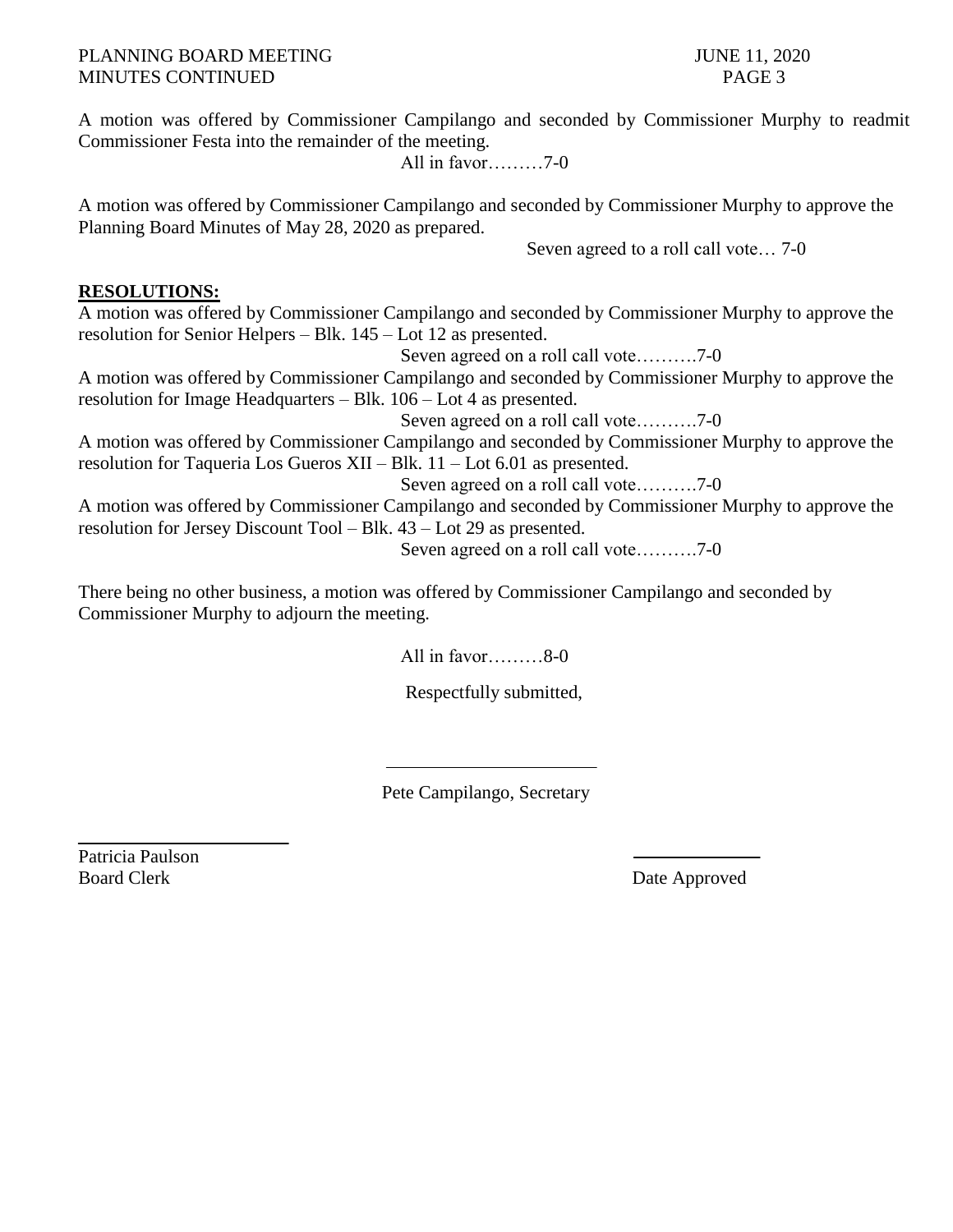A motion was offered by Commissioner Campilango and seconded by Commissioner Murphy to readmit Commissioner Festa into the remainder of the meeting.

All in favor………7-0

A motion was offered by Commissioner Campilango and seconded by Commissioner Murphy to approve the Planning Board Minutes of May 28, 2020 as prepared.

Seven agreed to a roll call vote… 7-0

**RESOLUTIONS:**

A motion was offered by Commissioner Campilango and seconded by Commissioner Murphy to approve the resolution for Senior Helpers – Blk. 145 – Lot 12 as presented.

Seven agreed on a roll call vote……….7-0

A motion was offered by Commissioner Campilango and seconded by Commissioner Murphy to approve the resolution for Image Headquarters – Blk. 106 – Lot 4 as presented.

Seven agreed on a roll call vote……….7-0

A motion was offered by Commissioner Campilango and seconded by Commissioner Murphy to approve the resolution for Taqueria Los Gueros XII – Blk. 11 – Lot 6.01 as presented.

Seven agreed on a roll call vote……….7-0

A motion was offered by Commissioner Campilango and seconded by Commissioner Murphy to approve the resolution for Jersey Discount Tool – Blk. 43 – Lot 29 as presented.

Seven agreed on a roll call vote……….7-0

There being no other business, a motion was offered by Commissioner Campilango and seconded by Commissioner Murphy to adjourn the meeting.

All in favor………8-0

Respectfully submitted,

______________________

Pete Campilango, Secretary

______________________

Patricia Paulson
Board Clerk

______________

Date Approved